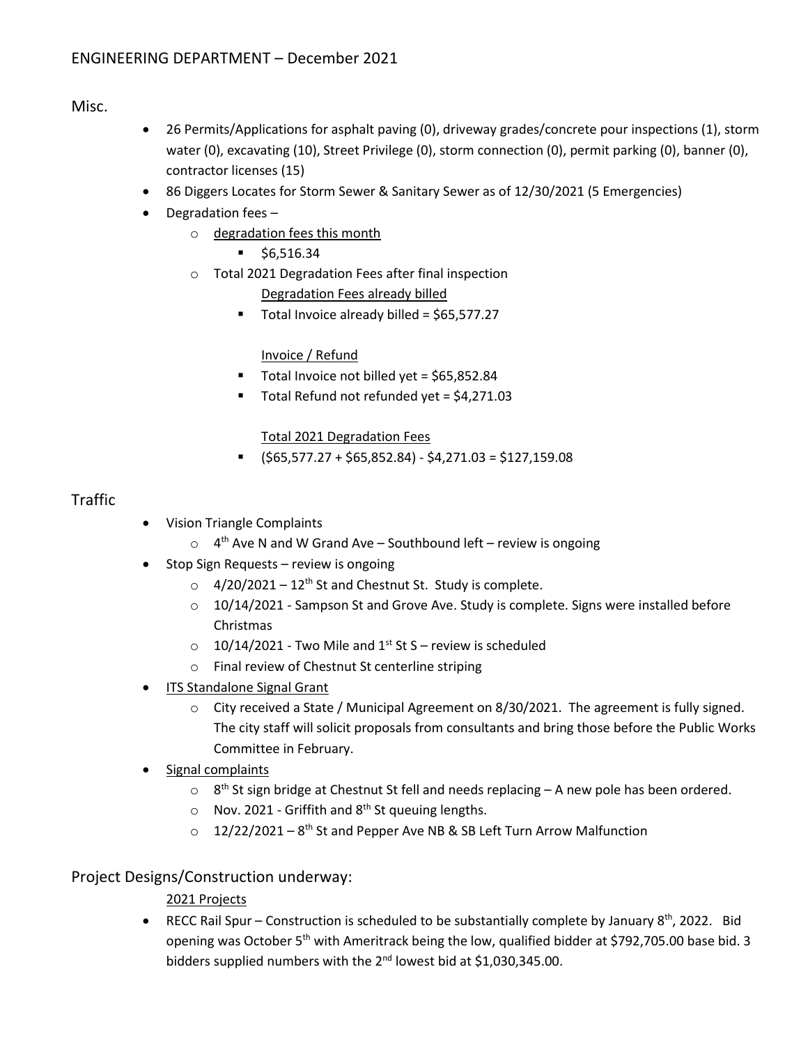# ENGINEERING DEPARTMENT – December 2021

## Misc.

- 26 Permits/Applications for asphalt paving (0), driveway grades/concrete pour inspections (1), storm water (0), excavating (10), Street Privilege (0), storm connection (0), permit parking (0), banner (0), contractor licenses (15)
- 86 Diggers Locates for Storm Sewer & Sanitary Sewer as of 12/30/2021 (5 Emergencies)
- Degradation fees –
  - <u>degradation fees this month</u>
    - $6,516.34
  - Total 2021 Degradation Fees after final inspection

    <u>Degradation Fees already billed</u>
    - Total Invoice already billed = $65,577.27

    <u>Invoice / Refund</u>
    - Total Invoice not billed yet = $65,852.84
    - Total Refund not refunded yet = $4,271.03

    <u>Total 2021 Degradation Fees</u>
    - ($65,577.27 + $65,852.84) - $4,271.03 = $127,159.08

## Traffic

- Vision Triangle Complaints
  - 4th Ave N and W Grand Ave – Southbound left – review is ongoing
- Stop Sign Requests – review is ongoing
  - 4/20/2021 – 12th St and Chestnut St. Study is complete.
  - 10/14/2021 - Sampson St and Grove Ave. Study is complete. Signs were installed before Christmas
  - 10/14/2021 - Two Mile and 1st St S – review is scheduled
  - Final review of Chestnut St centerline striping
- <u>ITS Standalone Signal Grant</u>
  - City received a State / Municipal Agreement on 8/30/2021. The agreement is fully signed. The city staff will solicit proposals from consultants and bring those before the Public Works Committee in February.
- <u>Signal complaints</u>
  - 8th St sign bridge at Chestnut St fell and needs replacing – A new pole has been ordered.
  - Nov. 2021 - Griffith and 8th St queuing lengths.
  - 12/22/2021 – 8th St and Pepper Ave NB & SB Left Turn Arrow Malfunction

## Project Designs/Construction underway:

<u>2021 Projects</u>

- RECC Rail Spur – Construction is scheduled to be substantially complete by January 8th, 2022. Bid opening was October 5th with Ameritrack being the low, qualified bidder at $792,705.00 base bid. 3 bidders supplied numbers with the 2nd lowest bid at $1,030,345.00.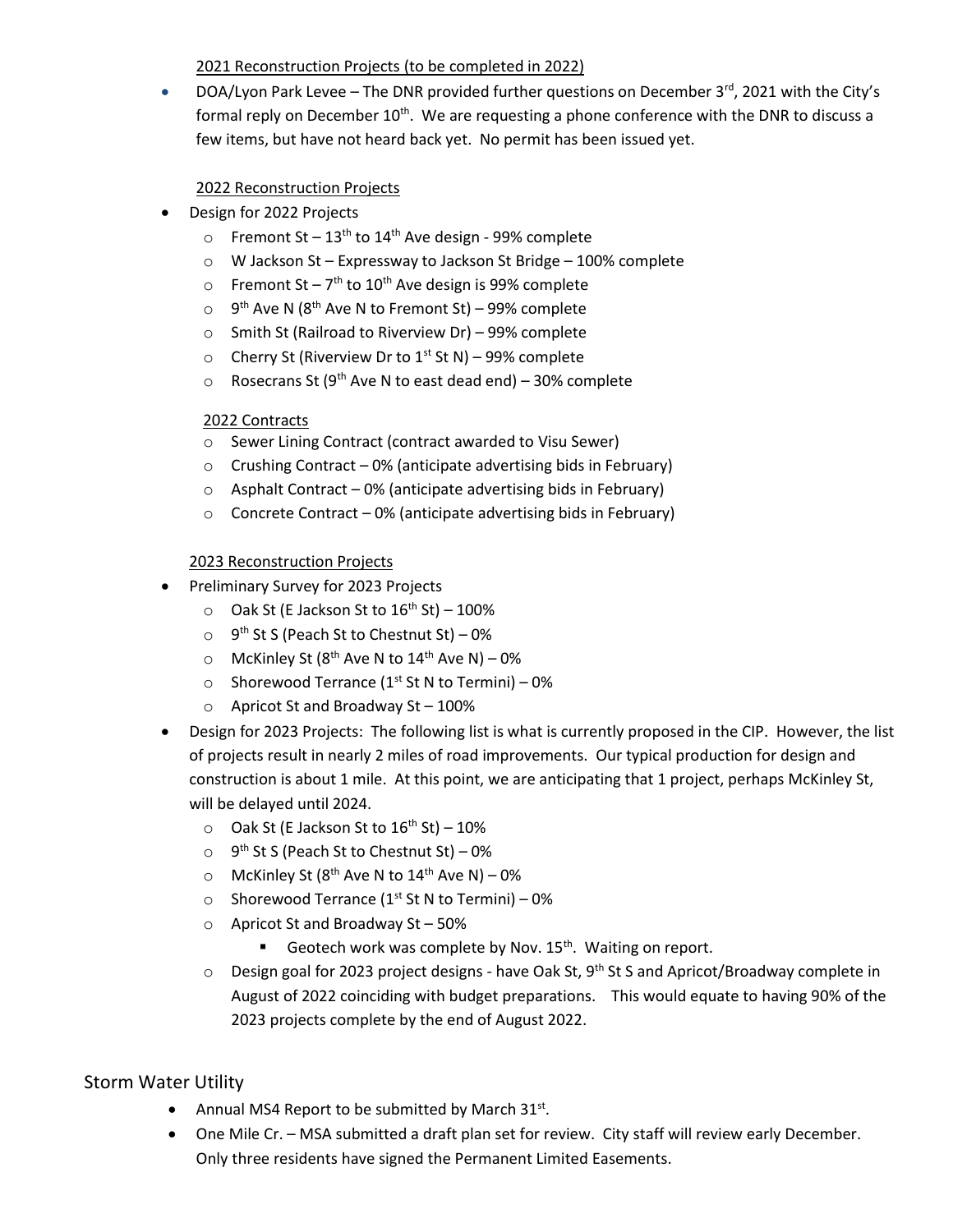2021 Reconstruction Projects (to be completed in 2022)

- DOA/Lyon Park Levee – The DNR provided further questions on December 3rd, 2021 with the City's formal reply on December 10th. We are requesting a phone conference with the DNR to discuss a few items, but have not heard back yet. No permit has been issued yet.

2022 Reconstruction Projects

- Design for 2022 Projects
  - Fremont St – 13th to 14th Ave design - 99% complete
  - W Jackson St – Expressway to Jackson St Bridge – 100% complete
  - Fremont St – 7th to 10th Ave design is 99% complete
  - 9th Ave N (8th Ave N to Fremont St) – 99% complete
  - Smith St (Railroad to Riverview Dr) – 99% complete
  - Cherry St (Riverview Dr to 1st St N) – 99% complete
  - Rosecrans St (9th Ave N to east dead end) – 30% complete

2022 Contracts

- Sewer Lining Contract (contract awarded to Visu Sewer)
- Crushing Contract – 0% (anticipate advertising bids in February)
- Asphalt Contract – 0% (anticipate advertising bids in February)
- Concrete Contract – 0% (anticipate advertising bids in February)

2023 Reconstruction Projects

- Preliminary Survey for 2023 Projects
  - Oak St (E Jackson St to 16th St) – 100%
  - 9th St S (Peach St to Chestnut St) – 0%
  - McKinley St (8th Ave N to 14th Ave N) – 0%
  - Shorewood Terrance (1st St N to Termini) – 0%
  - Apricot St and Broadway St – 100%
- Design for 2023 Projects: The following list is what is currently proposed in the CIP. However, the list of projects result in nearly 2 miles of road improvements. Our typical production for design and construction is about 1 mile. At this point, we are anticipating that 1 project, perhaps McKinley St, will be delayed until 2024.
  - Oak St (E Jackson St to 16th St) – 10%
  - 9th St S (Peach St to Chestnut St) – 0%
  - McKinley St (8th Ave N to 14th Ave N) – 0%
  - Shorewood Terrance (1st St N to Termini) – 0%
  - Apricot St and Broadway St – 50%
    - Geotech work was complete by Nov. 15th. Waiting on report.
  - Design goal for 2023 project designs - have Oak St, 9th St S and Apricot/Broadway complete in August of 2022 coinciding with budget preparations. This would equate to having 90% of the 2023 projects complete by the end of August 2022.

## Storm Water Utility

- Annual MS4 Report to be submitted by March 31st.
- One Mile Cr. – MSA submitted a draft plan set for review. City staff will review early December. Only three residents have signed the Permanent Limited Easements.